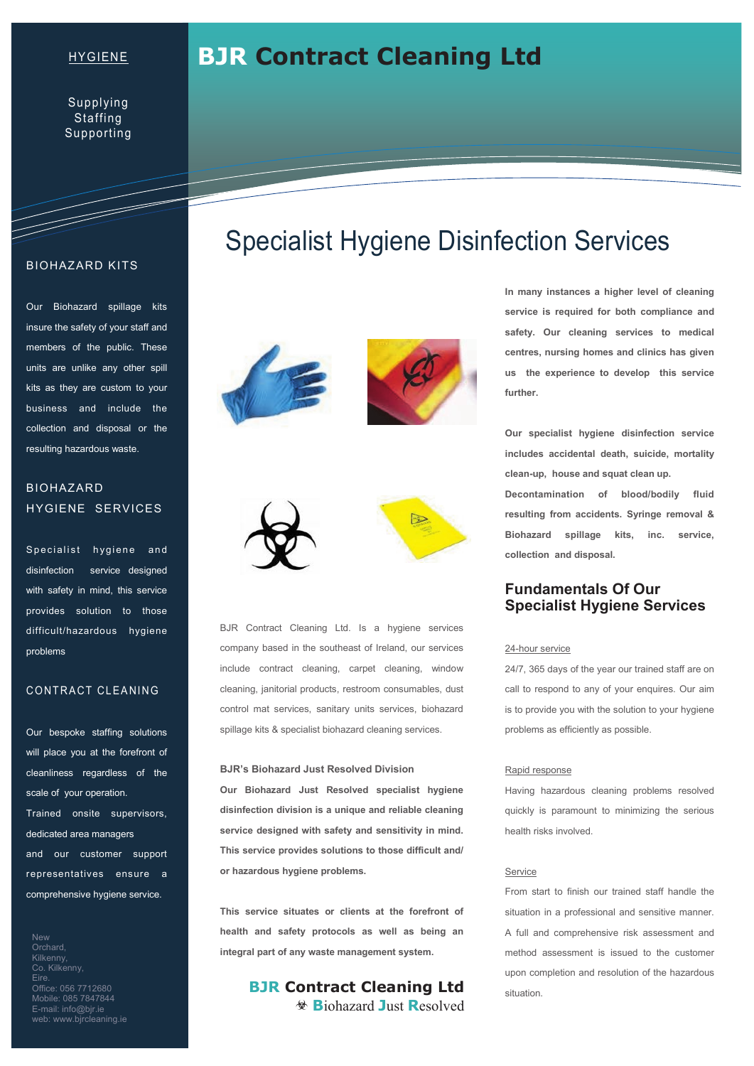# BJR Contract Cleaning Ltd

HYGIENE

Supplying
Staffing
Supporting

## BIOHAZARD KITS

Our Biohazard spillage kits insure the safety of your staff and members of the public. These units are unlike any other spill kits as they are custom to your business and include the collection and disposal or the resulting hazardous waste.

## BIOHAZARD HYGIENE SERVICES

Specialist hygiene and disinfection service designed with safety in mind, this service provides solution to those difficult/hazardous hygiene problems

## CONTRACT CLEANING

Our bespoke staffing solutions will place you at the forefront of cleanliness regardless of the scale of your operation.
Trained onsite supervisors, dedicated area managers and our customer support representatives ensure a comprehensive hygiene service.

New
Orchard,
Kilkenny,
Co. Kilkenny,
Eire.
Office: 056 7712680
Mobile: 085 7847844
E-mail: info@bjr.ie
web: www.bjrcleaning.ie

# Specialist Hygiene Disinfection Services

BJR Contract Cleaning Ltd. Is a hygiene services company based in the southeast of Ireland, our services include contract cleaning, carpet cleaning, window cleaning, janitorial products, restroom consumables, dust control mat services, sanitary units services, biohazard spillage kits & specialist biohazard cleaning services.

**BJR's Biohazard Just Resolved Division**

**Our Biohazard Just Resolved specialist hygiene disinfection division is a unique and reliable cleaning service designed with safety and sensitivity in mind. This service provides solutions to those difficult and/or hazardous hygiene problems.**

**This service situates or clients at the forefront of health and safety protocols as well as being an integral part of any waste management system.**

**BJR Contract Cleaning Ltd**
**B**iohazard **J**ust **R**esolved

**In many instances a higher level of cleaning service is required for both compliance and safety. Our cleaning services to medical centres, nursing homes and clinics has given us the experience to develop this service further.**

**Our specialist hygiene disinfection service includes accidental death, suicide, mortality clean-up, house and squat clean up. Decontamination of blood/bodily fluid resulting from accidents. Syringe removal & Biohazard spillage kits, inc. service, collection and disposal.**

## Fundamentals Of Our Specialist Hygiene Services

24-hour service

24/7, 365 days of the year our trained staff are on call to respond to any of your enquires. Our aim is to provide you with the solution to your hygiene problems as efficiently as possible.

Rapid response

Having hazardous cleaning problems resolved quickly is paramount to minimizing the serious health risks involved.

Service

From start to finish our trained staff handle the situation in a professional and sensitive manner. A full and comprehensive risk assessment and method assessment is issued to the customer upon completion and resolution of the hazardous situation.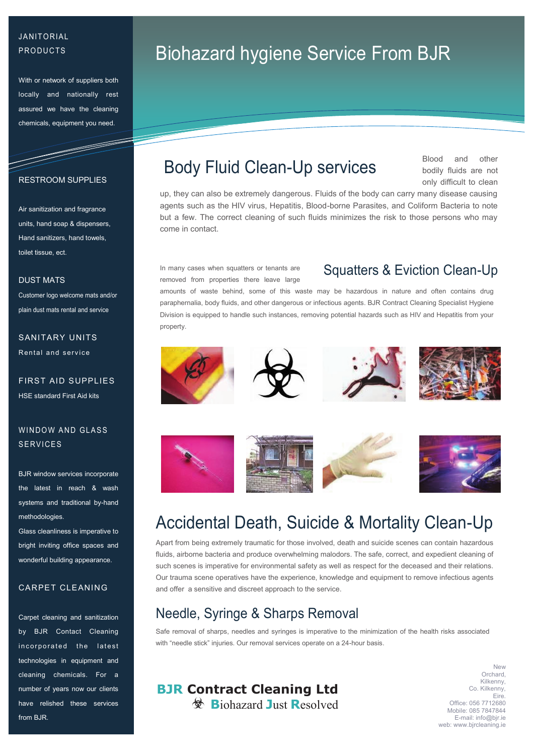# Biohazard hygiene Service From BJR

## Body Fluid Clean-Up services

Blood and other bodily fluids are not only difficult to clean up, they can also be extremely dangerous. Fluids of the body can carry many disease causing agents such as the HIV virus, Hepatitis, Blood-borne Parasites, and Coliform Bacteria to note but a few. The correct cleaning of such fluids minimizes the risk to those persons who may come in contact.

## Squatters & Eviction Clean-Up

In many cases when squatters or tenants are removed from properties there leave large amounts of waste behind, some of this waste may be hazardous in nature and often contains drug paraphernalia, body fluids, and other dangerous or infectious agents. BJR Contract Cleaning Specialist Hygiene Division is equipped to handle such instances, removing potential hazards such as HIV and Hepatitis from your property.

## Accidental Death, Suicide & Mortality Clean-Up

Apart from being extremely traumatic for those involved, death and suicide scenes can contain hazardous fluids, airborne bacteria and produce overwhelming malodors. The safe, correct, and expedient cleaning of such scenes is imperative for environmental safety as well as respect for the deceased and their relations. Our trauma scene operatives have the experience, knowledge and equipment to remove infectious agents and offer a sensitive and discreet approach to the service.

## Needle, Syringe & Sharps Removal

Safe removal of sharps, needles and syringes is imperative to the minimization of the health risks associated with "needle stick" injuries. Our removal services operate on a 24-hour basis.

**BJR Contract Cleaning Ltd**
**B**iohazard **J**ust **R**esolved

New Orchard,
Kilkenny,
Co. Kilkenny,
Eire.
Office: 056 7712680
Mobile: 085 7847844
E-mail: info@bjr.ie
web: www.bjrcleaning.ie

## JANITORIAL PRODUCTS

With or network of suppliers both locally and nationally rest assured we have the cleaning chemicals, equipment you need.

## RESTROOM SUPPLIES

Air sanitization and fragrance units, hand soap & dispensers, Hand sanitizers, hand towels, toilet tissue, ect.

## DUST MATS

Customer logo welcome mats and/or plain dust mats rental and service

## SANITARY UNITS

Rental and service

## FIRST AID SUPPLIES

HSE standard First Aid kits

## WINDOW AND GLASS SERVICES

BJR window services incorporate the latest in reach & wash systems and traditional by-hand methodologies.

Glass cleanliness is imperative to bright inviting office spaces and wonderful building appearance.

## CARPET CLEANING

Carpet cleaning and sanitization by BJR Contact Cleaning incorporated the latest technologies in equipment and cleaning chemicals. For a number of years now our clients have relished these services from BJR.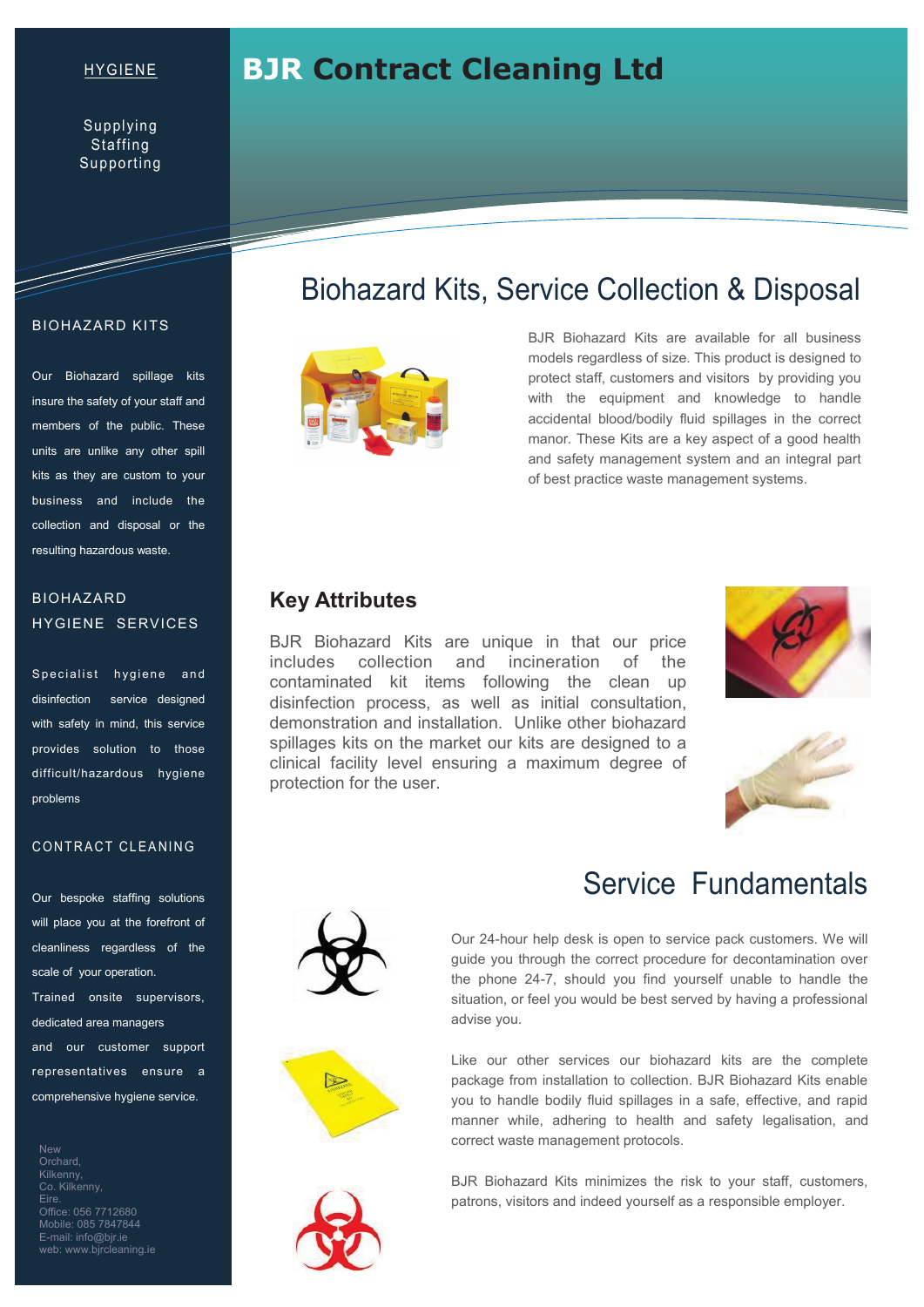HYGIENE

Supplying
Staffing
Supporting

# BJR Contract Cleaning Ltd

BIOHAZARD KITS

Our Biohazard spillage kits insure the safety of your staff and members of the public. These units are unlike any other spill kits as they are custom to your business and include the collection and disposal or the resulting hazardous waste.

BIOHAZARD HYGIENE SERVICES

Specialist hygiene and disinfection service designed with safety in mind, this service provides solution to those difficult/hazardous hygiene problems

CONTRACT CLEANING

Our bespoke staffing solutions will place you at the forefront of cleanliness regardless of the scale of your operation. Trained onsite supervisors, dedicated area managers and our customer support representatives ensure a comprehensive hygiene service.

New Orchard,
Kilkenny,
Co. Kilkenny,
Eire.
Office: 056 7712680
Mobile: 085 7847844
E-mail: info@bjr.ie
web: www.bjrcleaning.ie

## Biohazard Kits, Service Collection & Disposal

BJR Biohazard Kits are available for all business models regardless of size. This product is designed to protect staff, customers and visitors by providing you with the equipment and knowledge to handle accidental blood/bodily fluid spillages in the correct manor. These Kits are a key aspect of a good health and safety management system and an integral part of best practice waste management systems.

### Key Attributes

BJR Biohazard Kits are unique in that our price includes collection and incineration of the contaminated kit items following the clean up disinfection process, as well as initial consultation, demonstration and installation. Unlike other biohazard spillages kits on the market our kits are designed to a clinical facility level ensuring a maximum degree of protection for the user.

## Service Fundamentals

Our 24-hour help desk is open to service pack customers. We will guide you through the correct procedure for decontamination over the phone 24-7, should you find yourself unable to handle the situation, or feel you would be best served by having a professional advise you.

Like our other services our biohazard kits are the complete package from installation to collection. BJR Biohazard Kits enable you to handle bodily fluid spillages in a safe, effective, and rapid manner while, adhering to health and safety legalisation, and correct waste management protocols.

BJR Biohazard Kits minimizes the risk to your staff, customers, patrons, visitors and indeed yourself as a responsible employer.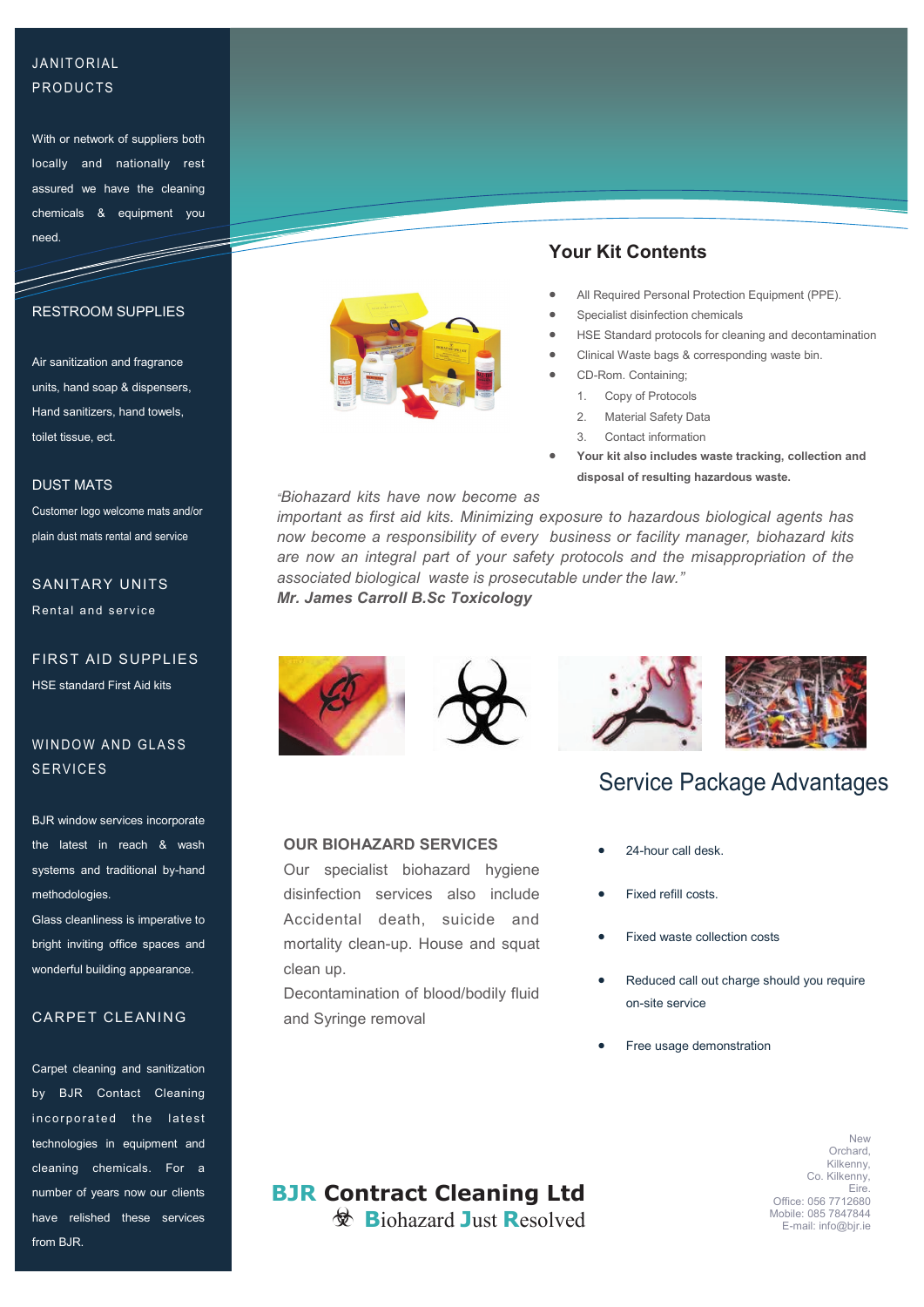## JANITORIAL PRODUCTS

With or network of suppliers both locally and nationally rest assured we have the cleaning chemicals & equipment you need.

## RESTROOM SUPPLIES

Air sanitization and fragrance units, hand soap & dispensers, Hand sanitizers, hand towels, toilet tissue, ect.

## DUST MATS

Customer logo welcome mats and/or plain dust mats rental and service

## SANITARY UNITS

Rental and service

## FIRST AID SUPPLIES

HSE standard First Aid kits

## WINDOW AND GLASS SERVICES

BJR window services incorporate the latest in reach & wash systems and traditional by-hand methodologies.

Glass cleanliness is imperative to bright inviting office spaces and wonderful building appearance.

## CARPET CLEANING

Carpet cleaning and sanitization by BJR Contact Cleaning incorporated the latest technologies in equipment and cleaning chemicals. For a number of years now our clients have relished these services from BJR.

## Your Kit Contents

- All Required Personal Protection Equipment (PPE).
- Specialist disinfection chemicals
- HSE Standard protocols for cleaning and decontamination
- Clinical Waste bags & corresponding waste bin.
- CD-Rom. Containing;
  1. Copy of Protocols
  2. Material Safety Data
  3. Contact information
- **Your kit also includes waste tracking, collection and disposal of resulting hazardous waste.**

*"Biohazard kits have now become as important as first aid kits. Minimizing exposure to hazardous biological agents has now become a responsibility of every business or facility manager, biohazard kits are now an integral part of your safety protocols and the misappropriation of the associated biological waste is prosecutable under the law."*

***Mr. James Carroll B.Sc Toxicology***

## OUR BIOHAZARD SERVICES

Our specialist biohazard hygiene disinfection services also include Accidental death, suicide and mortality clean-up. House and squat clean up.

Decontamination of blood/bodily fluid and Syringe removal

## Service Package Advantages

- 24-hour call desk.
- Fixed refill costs.
- Fixed waste collection costs
- Reduced call out charge should you require on-site service
- Free usage demonstration

**BJR Contract Cleaning Ltd**

**B**iohazard **J**ust **R**esolved

New Orchard,
Kilkenny,
Co. Kilkenny,
Eire.
Office: 056 7712680
Mobile: 085 7847844
E-mail: info@bjr.ie